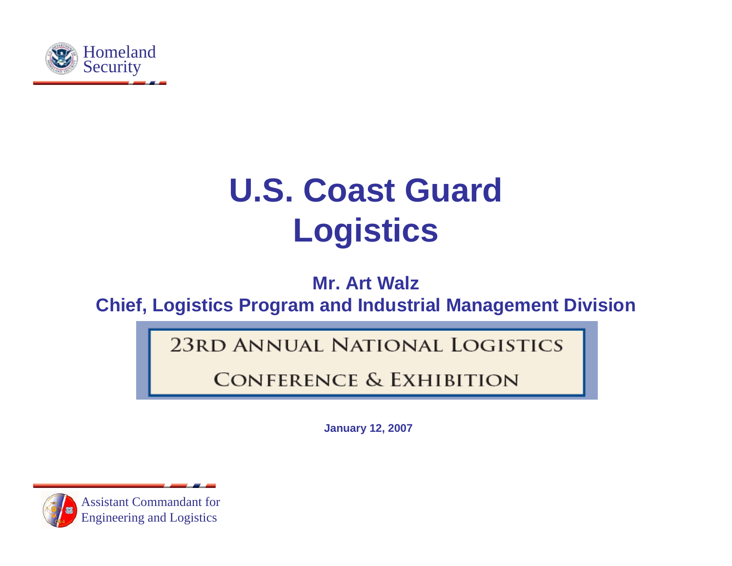Homeland Security

# U.S. Coast Guard Logistics

**Mr. Art Walz**
**Chief, Logistics Program and Industrial Management Division**

23RD ANNUAL NATIONAL LOGISTICS CONFERENCE & EXHIBITION

**January 12, 2007**

Assistant Commandant for Engineering and Logistics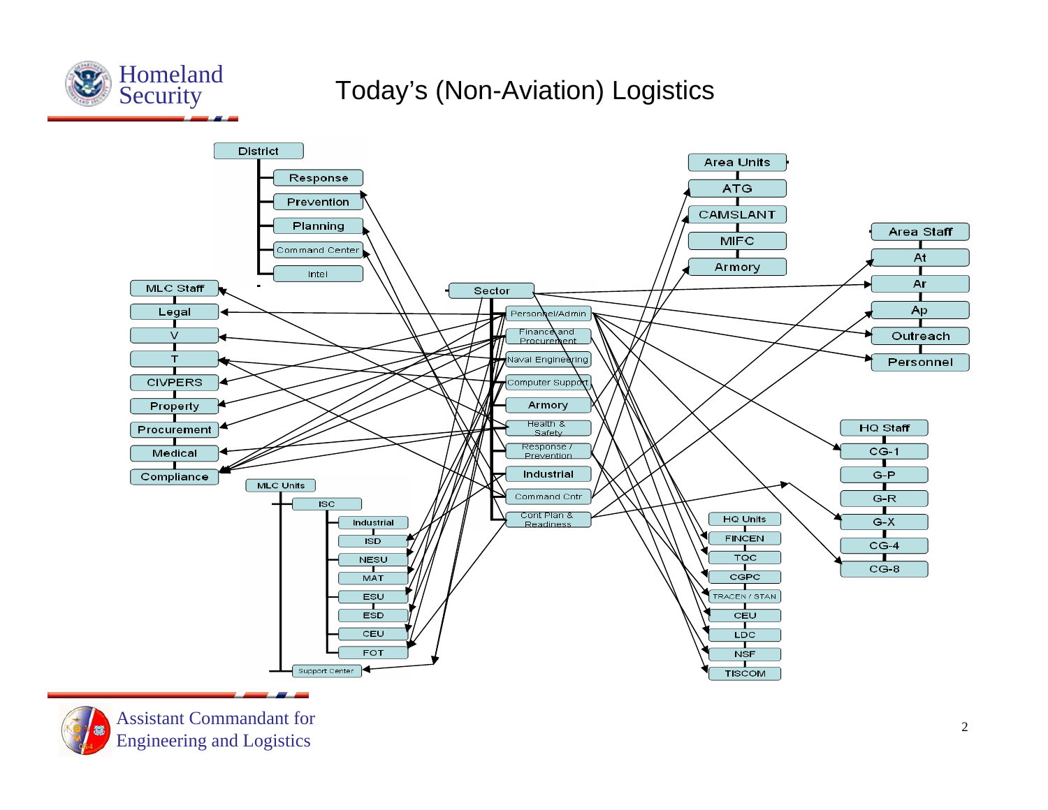# Today's (Non-Aviation) Logistics

District
- Response
- Prevention
- Planning
- Command Center
- Intel

MLC Staff
- Legal
- V
- T
- CIVPERS
- Property
- Procurement
- Medical
- Compliance

Sector
- Personnel/Admin
- Finance and Procurement
- Naval Engineering
- Computer Support
- Armory
- Health & Safety
- Response / Prevention
- Industrial
- Command Cntr
- Cont Plan & Readiness

MLC Units
- ISC
  - Industrial
  - ISD
  - NESU
  - MAT
  - ESU
  - ESD
  - CEU
  - FOT
- Support Center

Area Units
- ATG
- CAMSLANT
- MIFC
- Armory

Area Staff
- At
- Ar
- Ap
- Outreach
- Personnel

HQ Staff
- CG-1
- G-P
- G-R
- G-X
- CG-4
- CG-8

HQ Units
- FINCEN
- TQC
- CGPC
- TRACEN / STAN
- CEU
- LDC
- NSF
- TISCOM

Assistant Commandant for Engineering and Logistics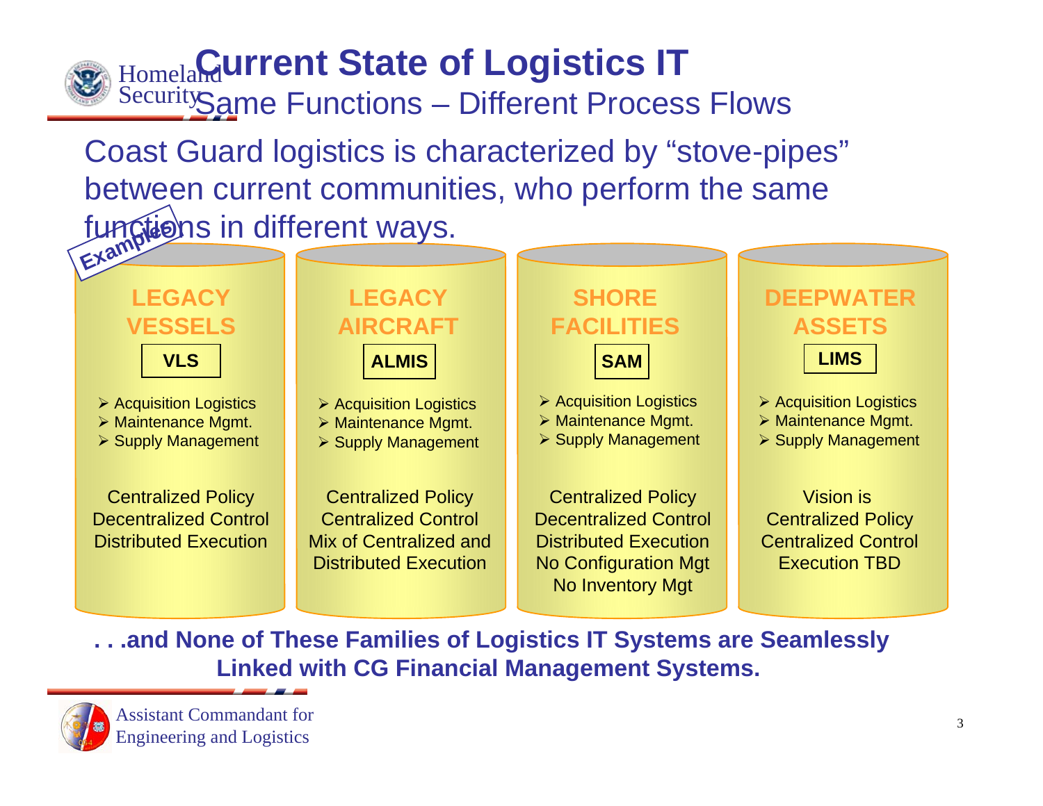# Current State of Logistics IT

## Same Functions – Different Process Flows

Coast Guard logistics is characterized by "stove-pipes" between current communities, who perform the same functions in different ways.

*Examples*

| LEGACY VESSELS | LEGACY AIRCRAFT | SHORE FACILITIES | DEEPWATER ASSETS |
| --- | --- | --- | --- |
| **VLS** | **ALMIS** | **SAM** | **LIMS** |
| ➢ Acquisition Logistics<br>➢ Maintenance Mgmt.<br>➢ Supply Management | ➢ Acquisition Logistics<br>➢ Maintenance Mgmt.<br>➢ Supply Management | ➢ Acquisition Logistics<br>➢ Maintenance Mgmt.<br>➢ Supply Management | ➢ Acquisition Logistics<br>➢ Maintenance Mgmt.<br>➢ Supply Management |
| Centralized Policy<br>Decentralized Control<br>Distributed Execution | Centralized Policy<br>Centralized Control<br>Mix of Centralized and Distributed Execution | Centralized Policy<br>Decentralized Control<br>Distributed Execution<br>No Configuration Mgt<br>No Inventory Mgt | Vision is<br>Centralized Policy<br>Centralized Control<br>Execution TBD |

**. . .and None of These Families of Logistics IT Systems are Seamlessly Linked with CG Financial Management Systems.**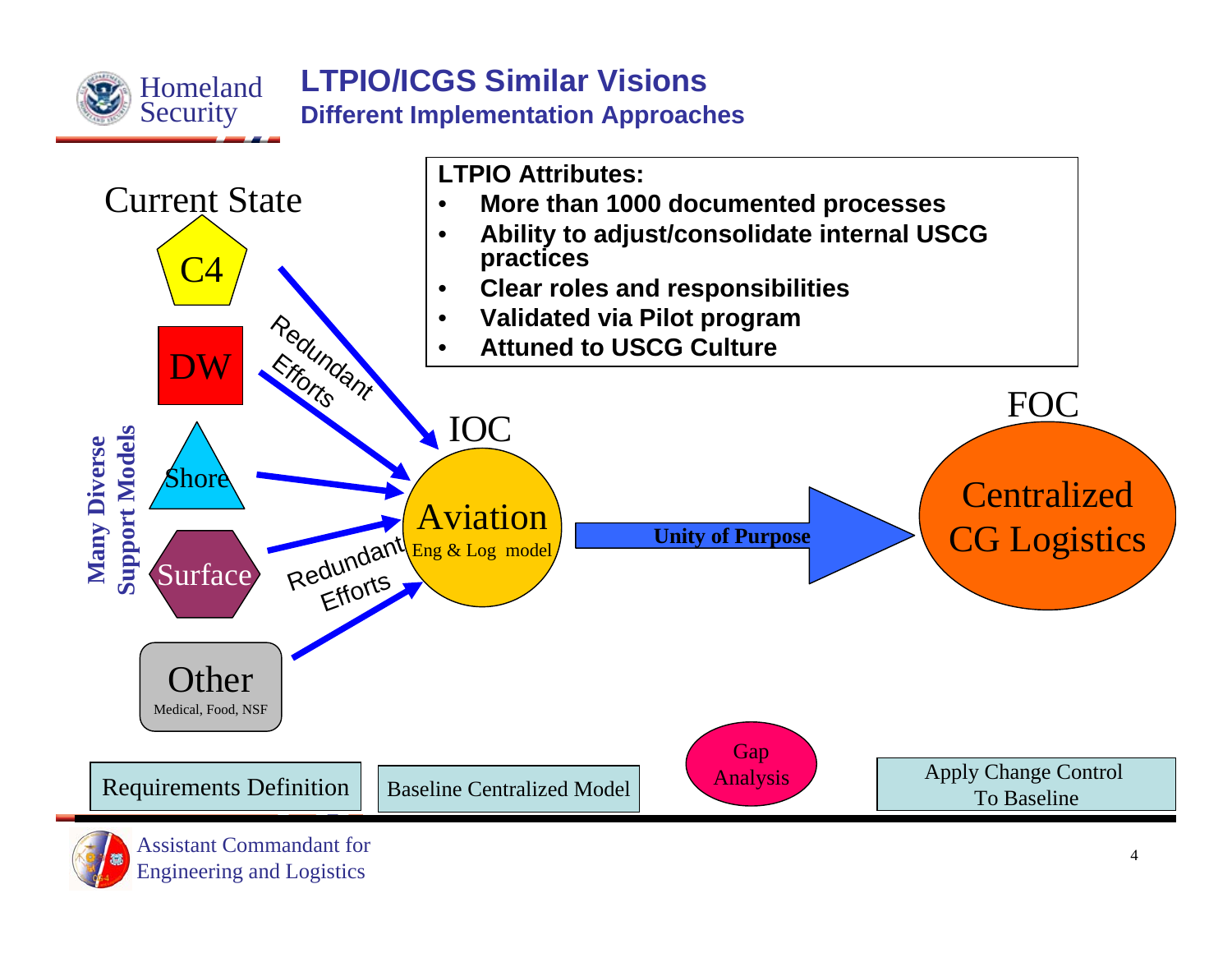# LTPIO/ICGS Similar Visions

## Different Implementation Approaches

**LTPIO Attributes:**

- **More than 1000 documented processes**
- **Ability to adjust/consolidate internal USCG practices**
- **Clear roles and responsibilities**
- **Validated via Pilot program**
- **Attuned to USCG Culture**

Current State

**Many Diverse Support Models**

C4

DW

Shore

Surface

Other
Medical, Food, NSF

Redundant Efforts

Redundant Efforts

IOC

Aviation
Eng & Log model

**Unity of Purpose**

FOC

Centralized CG Logistics

Requirements Definition

Baseline Centralized Model

Gap Analysis

Apply Change Control To Baseline

Assistant Commandant for Engineering and Logistics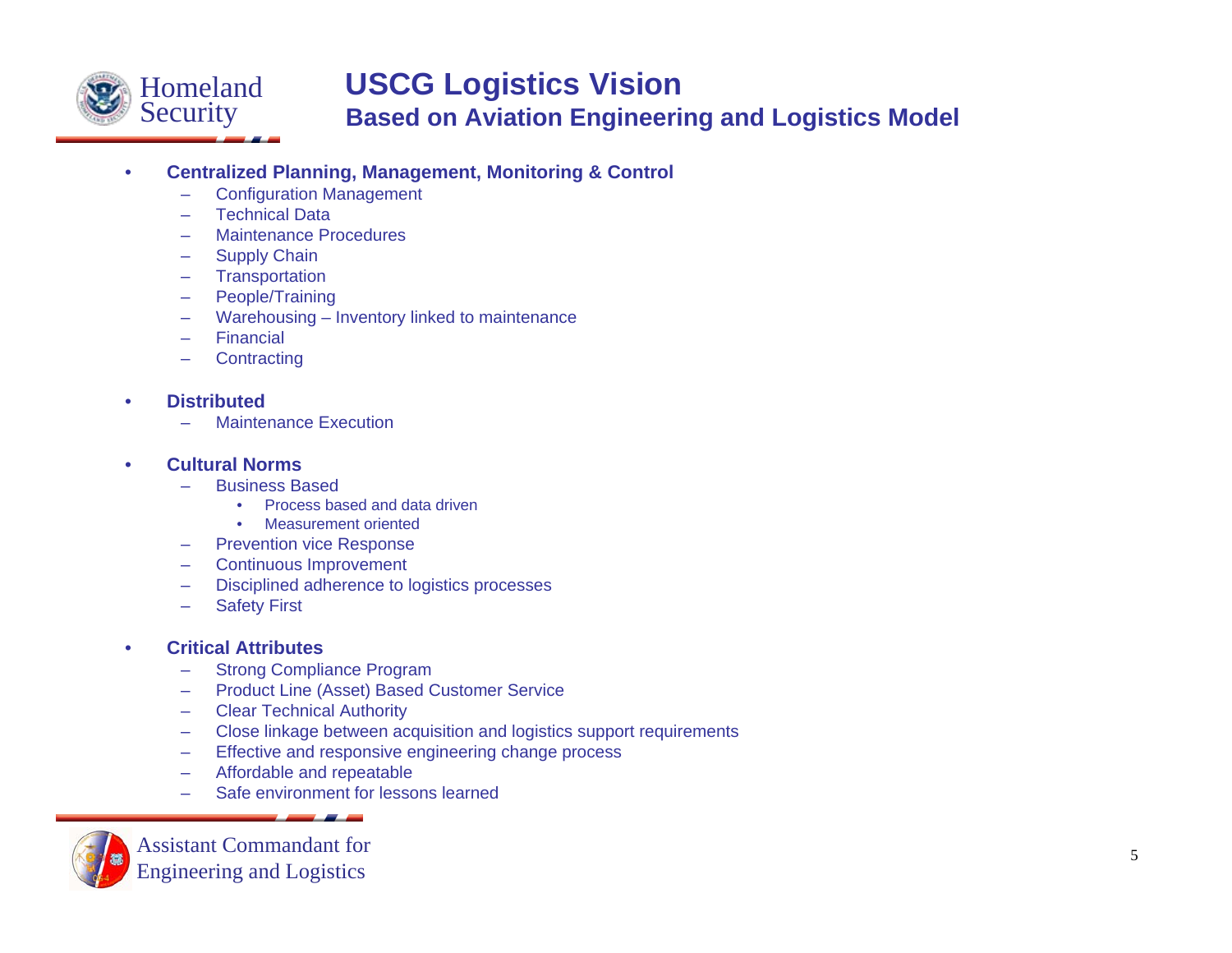# USCG Logistics Vision

## Based on Aviation Engineering and Logistics Model

- **Centralized Planning, Management, Monitoring & Control**
  - Configuration Management
  - Technical Data
  - Maintenance Procedures
  - Supply Chain
  - Transportation
  - People/Training
  - Warehousing – Inventory linked to maintenance
  - Financial
  - Contracting

- **Distributed**
  - Maintenance Execution

- **Cultural Norms**
  - Business Based
    - Process based and data driven
    - Measurement oriented
  - Prevention vice Response
  - Continuous Improvement
  - Disciplined adherence to logistics processes
  - Safety First

- **Critical Attributes**
  - Strong Compliance Program
  - Product Line (Asset) Based Customer Service
  - Clear Technical Authority
  - Close linkage between acquisition and logistics support requirements
  - Effective and responsive engineering change process
  - Affordable and repeatable
  - Safe environment for lessons learned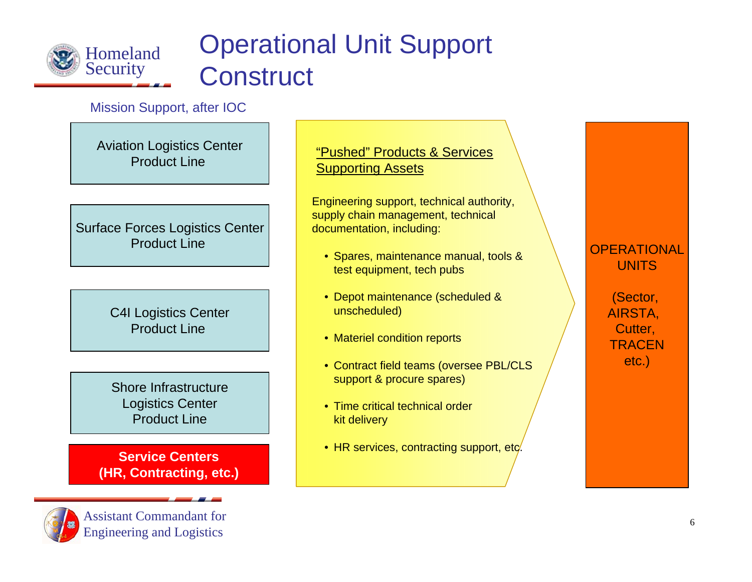# Operational Unit Support Construct

Mission Support, after IOC

- Aviation Logistics Center Product Line
- Surface Forces Logistics Center Product Line
- C4I Logistics Center Product Line
- Shore Infrastructure Logistics Center Product Line
- **Service Centers (HR, Contracting, etc.)**

<u>"Pushed" Products & Services Supporting Assets</u>

Engineering support, technical authority, supply chain management, technical documentation, including:

- Spares, maintenance manual, tools & test equipment, tech pubs
- Depot maintenance (scheduled & unscheduled)
- Materiel condition reports
- Contract field teams (oversee PBL/CLS support & procure spares)
- Time critical technical order kit delivery
- HR services, contracting support, etc.

OPERATIONAL UNITS

(Sector, AIRSTA, Cutter, TRACEN etc.)

Assistant Commandant for Engineering and Logistics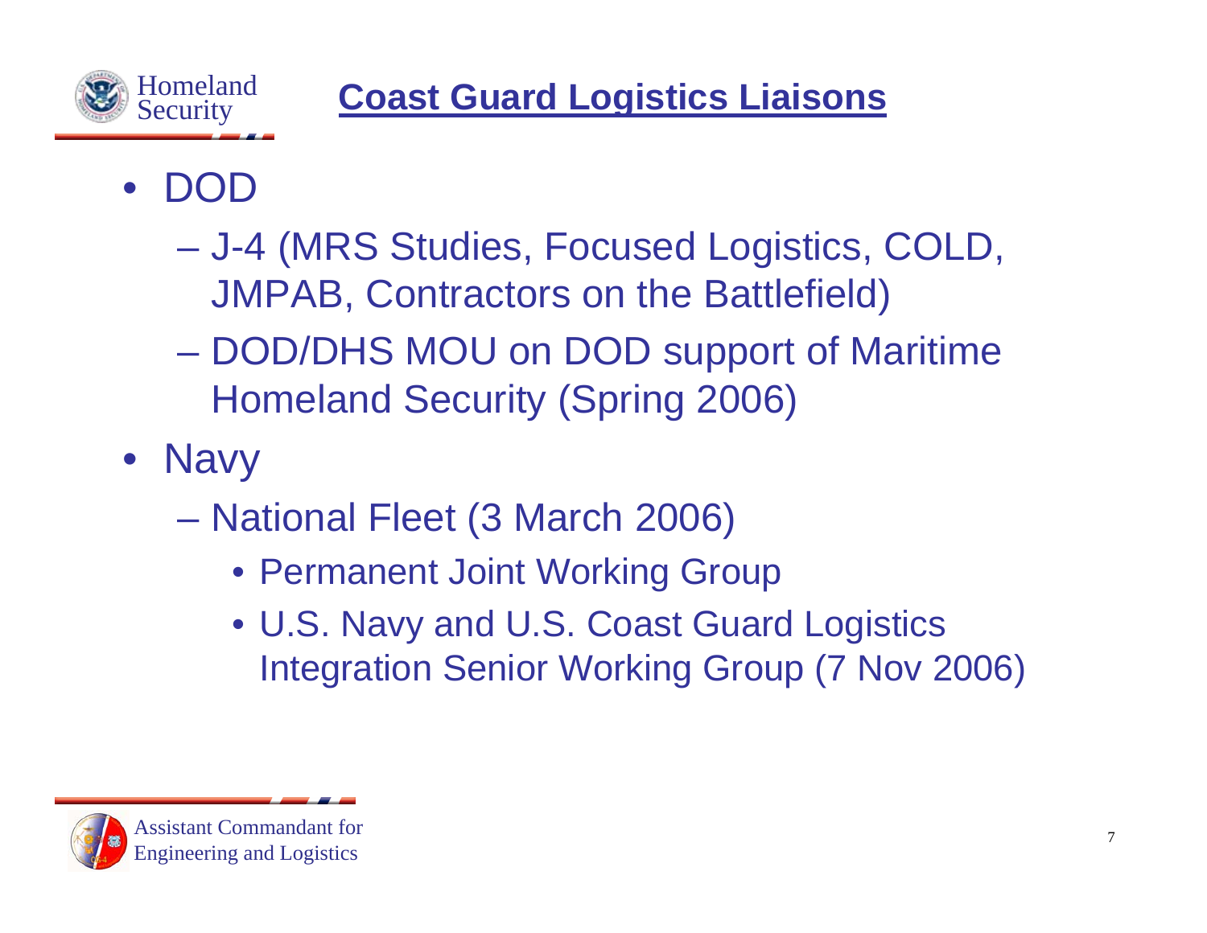# Coast Guard Logistics Liaisons

- DOD
  - J-4 (MRS Studies, Focused Logistics, COLD, JMPAB, Contractors on the Battlefield)
  - DOD/DHS MOU on DOD support of Maritime Homeland Security (Spring 2006)
- Navy
  - National Fleet (3 March 2006)
    - Permanent Joint Working Group
    - U.S. Navy and U.S. Coast Guard Logistics Integration Senior Working Group (7 Nov 2006)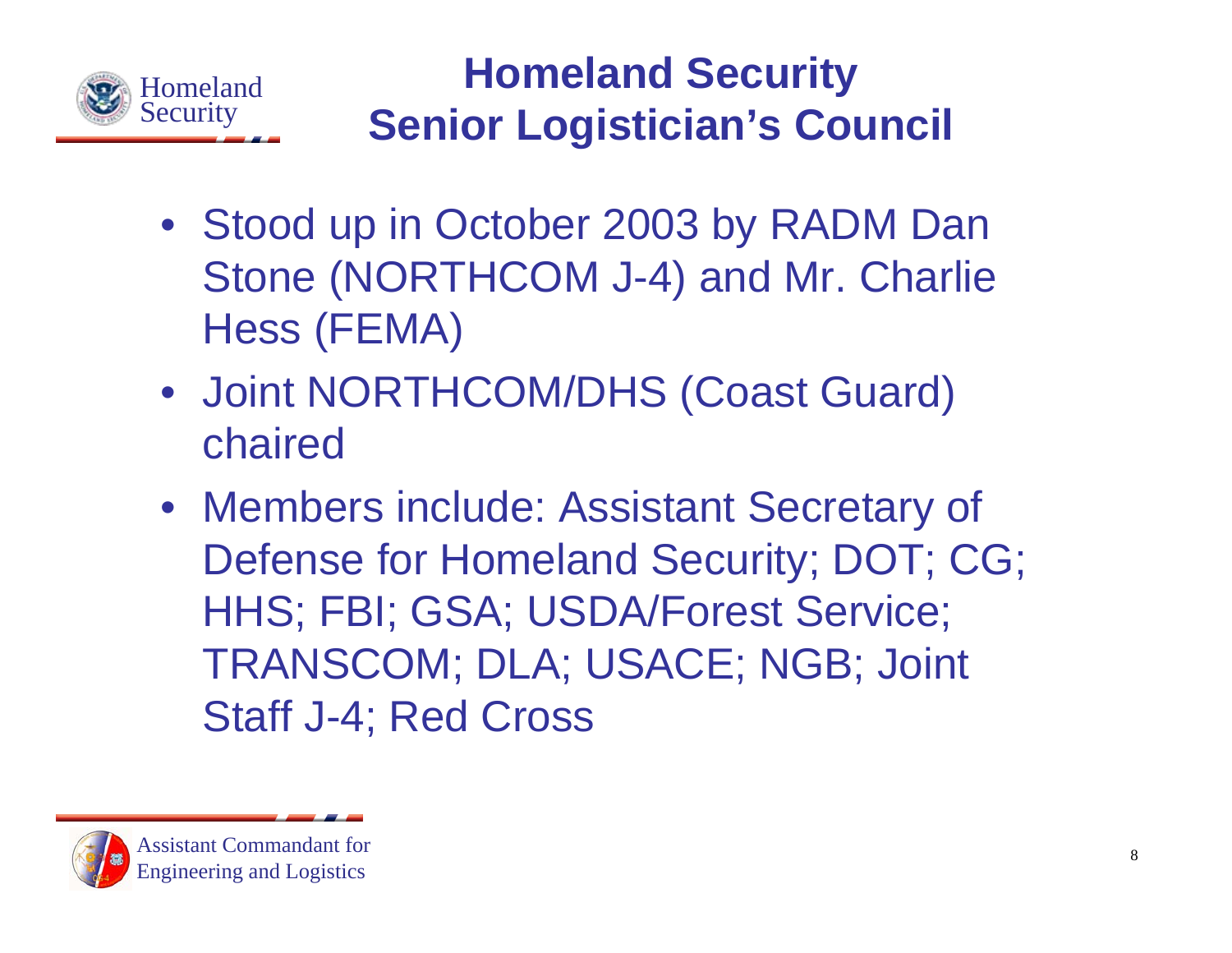# Homeland Security Senior Logistician's Council

- Stood up in October 2003 by RADM Dan Stone (NORTHCOM J-4) and Mr. Charlie Hess (FEMA)
- Joint NORTHCOM/DHS (Coast Guard) chaired
- Members include: Assistant Secretary of Defense for Homeland Security; DOT; CG; HHS; FBI; GSA; USDA/Forest Service; TRANSCOM; DLA; USACE; NGB; Joint Staff J-4; Red Cross